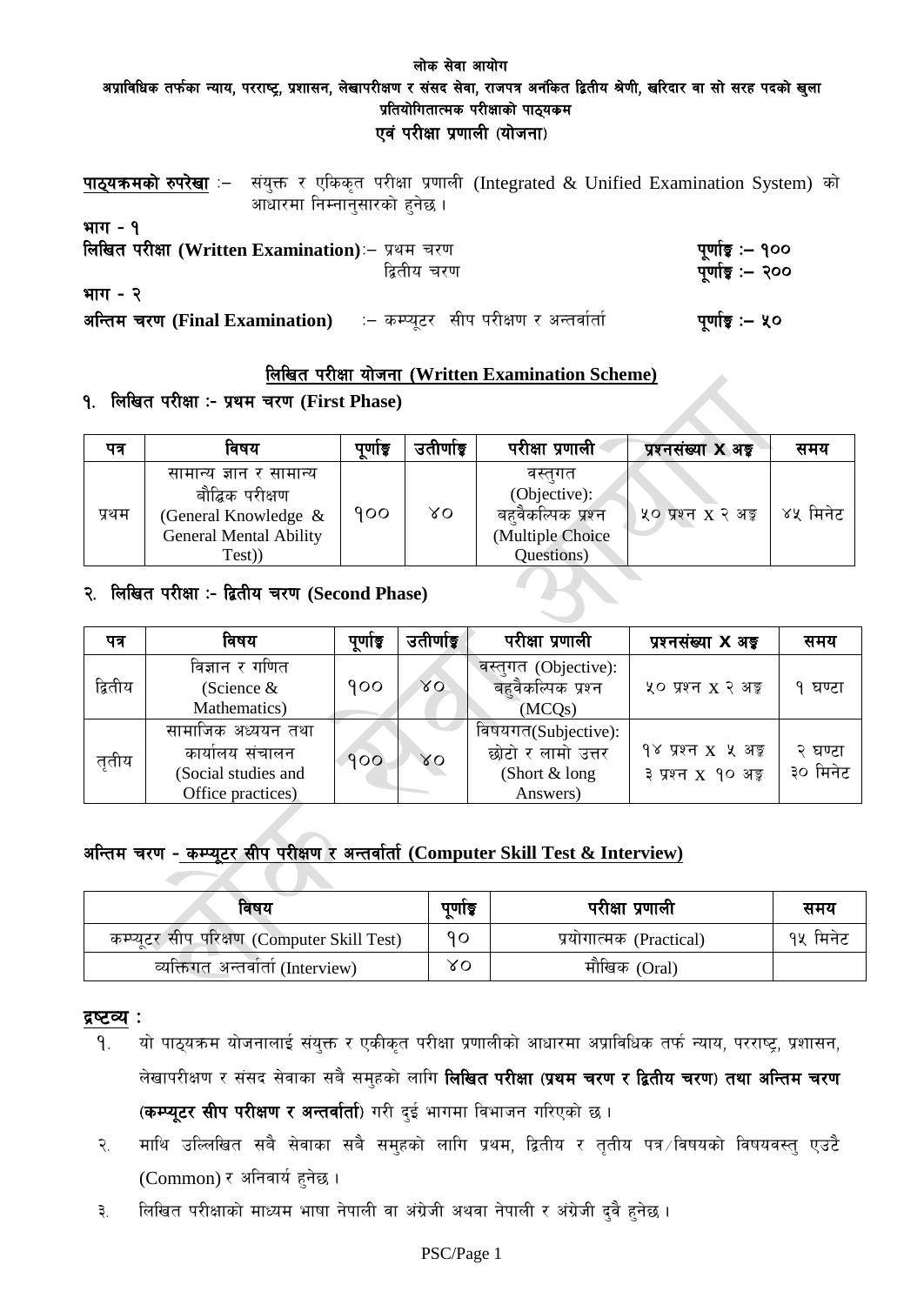# लोक सेवा आयोग

## अप्राविधिक तर्फका न्याय, परराष्ट्र, प्रशासन, लेखापरीक्षण र संसद सेवा, राजपत्र अनंकित द्वितीय श्रेणी, खरिदार वा सो सरह पदको खुला प्रतियोगितात्मक परीक्षाको पाठ्यक्रम एवं परीक्षा प्रणाली (योजना)

**पाठ्यक्रमको रुपरेखा** :– संयुक्त र एकिकृत परीक्षा प्रणाली (Integrated & Unified Examination System) को आधारमा निम्नानुसारको हुनेछ ।

**भाग - १**

**लिखित परीक्षा (Written Examination)**:– प्रथम चरण **पूर्णाङ्क :– १००**

द्वितीय चरण **पूर्णाङ्क :– २००**

**भाग - २**

**अन्तिम चरण (Final Examination)** :– कम्प्यूटर सीप परीक्षण र अन्तर्वार्ता **पूर्णाङ्क :– ५०**

### लिखित परीक्षा योजना (Written Examination Scheme)

### १. लिखित परीक्षा :- प्रथम चरण (First Phase)

| पत्र | विषय | पूर्णाङ्क | उतीर्णाङ्क | परीक्षा प्रणाली | प्रश्नसंख्या X अङ्क | समय |
|---|---|---|---|---|---|---|
| प्रथम | सामान्य ज्ञान र सामान्य बौद्धिक परीक्षण (General Knowledge & General Mental Ability Test)) | १०० | ४० | वस्तुगत (Objective): बहुवैकल्पिक प्रश्न (Multiple Choice Questions) | ५० प्रश्न X २ अङ्क | ४५ मिनेट |

### २. लिखित परीक्षा :- द्वितीय चरण (Second Phase)

| पत्र | विषय | पूर्णाङ्क | उतीर्णाङ्क | परीक्षा प्रणाली | प्रश्नसंख्या X अङ्क | समय |
|---|---|---|---|---|---|---|
| द्वितीय | विज्ञान र गणित (Science & Mathematics) | १०० | ४० | वस्तुगत (Objective): बहुवैकल्पिक प्रश्न (MCQs) | ५० प्रश्न X २ अङ्क | १ घण्टा |
| तृतीय | सामाजिक अध्ययन तथा कार्यालय संचालन (Social studies and Office practices) | १०० | ४० | विषयगत(Subjective): छोटो र लामो उत्तर (Short & long Answers) | १४ प्रश्न X ५ अङ्क<br>३ प्रश्न X १० अङ्क | २ घण्टा ३० मिनेट |

### अन्तिम चरण - कम्प्यूटर सीप परीक्षण र अन्तर्वार्ता (Computer Skill Test & Interview)

| विषय | पूर्णाङ्क | परीक्षा प्रणाली | समय |
|---|---|---|---|
| कम्प्यूटर सीप परिक्षण (Computer Skill Test) | १० | प्रयोगात्मक (Practical) | १५ मिनेट |
| व्यक्तिगत अन्तर्वार्ता (Interview) | ४० | मौखिक (Oral) | |

**द्रष्टव्य :**

१. यो पाठ्यक्रम योजनालाई संयुक्त र एकीकृत परीक्षा प्रणालीको आधारमा अप्राविधिक तर्फ न्याय, परराष्ट्र, प्रशासन, लेखापरीक्षण र संसद सेवाका सबै समुहको लागि **लिखित परीक्षा (प्रथम चरण र द्वितीय चरण) तथा अन्तिम चरण (कम्प्यूटर सीप परीक्षण र अन्तर्वार्ता)** गरी दुई भागमा विभाजन गरिएको छ ।

२. माथि उल्लिखित सबै सेवाका सबै समुहको लागि प्रथम, द्वितीय र तृतीय पत्र/विषयको विषयवस्तु एउटै (Common) र अनिवार्य हुनेछ ।

३. लिखित परीक्षाको माध्यम भाषा नेपाली वा अंग्रेजी अथवा नेपाली र अंग्रेजी दुवै हुनेछ ।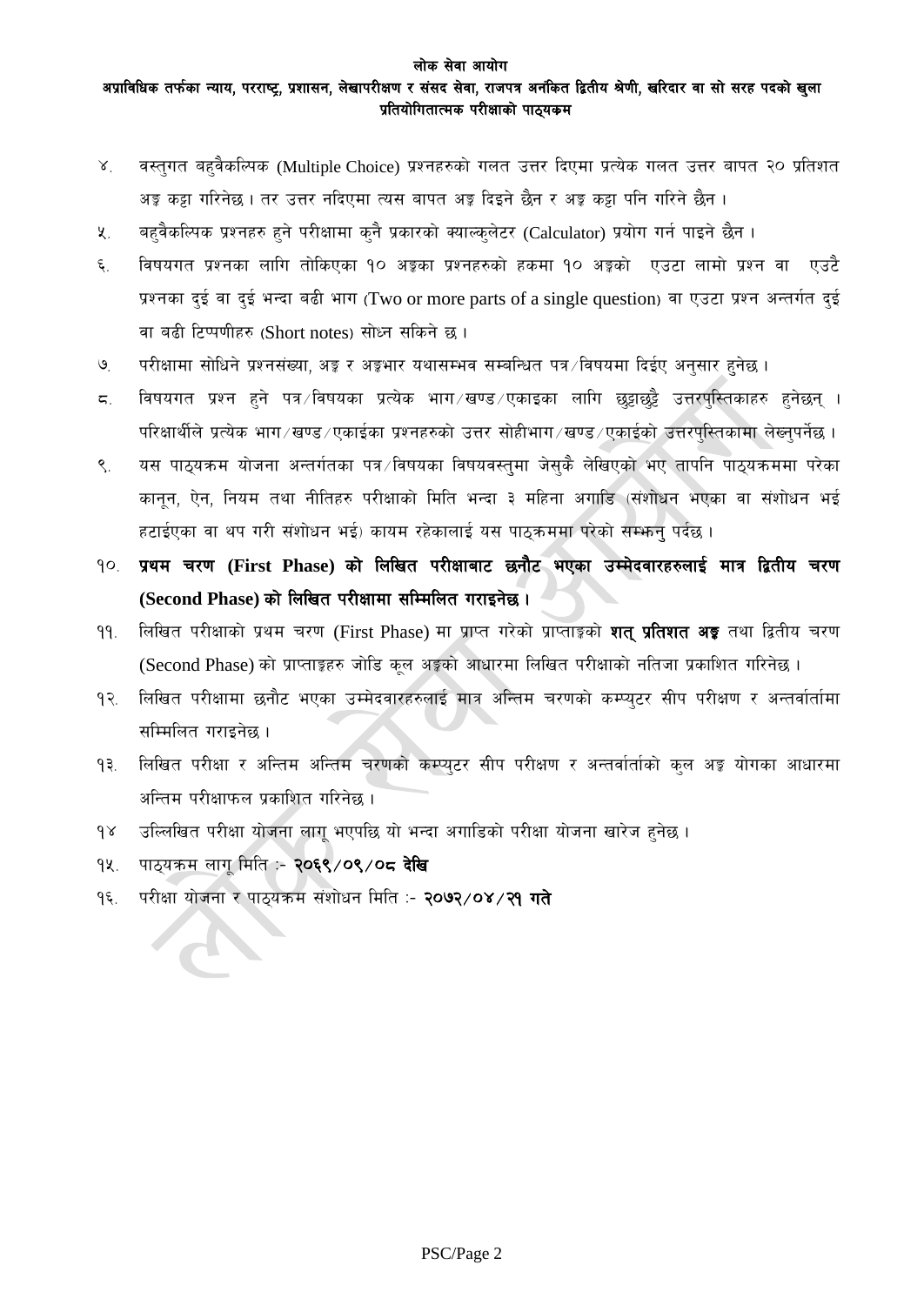४. वस्तुगत बहुवैकल्पिक (Multiple Choice) प्रश्नहरुको गलत उत्तर दिएमा प्रत्येक गलत उत्तर बापत २० प्रतिशत अङ्क कट्टा गरिनेछ । तर उत्तर नदिएमा त्यस बापत अङ्क दिइने छैन र अङ्क कट्टा पनि गरिने छैन ।

५. बहुवैकल्पिक प्रश्नहरु हुने परीक्षामा कुनै प्रकारको क्याल्कुलेटर (Calculator) प्रयोग गर्न पाइने छैन ।

६. विषयगत प्रश्नका लागि तोकिएका १० अङ्कका प्रश्नहरुको हकमा १० अङ्कको एउटा लामो प्रश्न वा एउटै प्रश्नका दुई वा दुई भन्दा बढी भाग (Two or more parts of a single question) वा एउटा प्रश्न अन्तर्गत दुई वा बढी टिप्पणीहरु (Short notes) सोध्न सकिने छ ।

७. परीक्षामा सोधिने प्रश्नसंख्या, अङ्क र अङ्कभार यथासम्भव सम्बन्धित पत्र/विषयमा दिईए अनुसार हुनेछ ।

८. विषयगत प्रश्न हुने पत्र/विषयका प्रत्येक भाग/खण्ड/एकाइका लागि छुट्टाछुट्टै उत्तरपुस्तिकाहरु हुनेछन् । परिक्षार्थीले प्रत्येक भाग/खण्ड/एकाईका प्रश्नहरुको उत्तर सोहीभाग/खण्ड/एकाईको उत्तरपुस्तिकामा लेख्नुपर्नेछ ।

९. यस पाठ्यक्रम योजना अन्तर्गतका पत्र/विषयका विषयवस्तुमा जेसुकै लेखिएको भए तापनि पाठ्यक्रममा परेका कानून, ऐन, नियम तथा नीतिहरु परीक्षाको मिति भन्दा ३ महिना अगाडि (संशोधन भएका वा संशोधन भई हटाईएका वा थप गरी संशोधन भई) कायम रहेकालाई यस पाठ्क्रममा परेको सम्झनु पर्दछ ।

१०. **प्रथम चरण (First Phase) को लिखित परीक्षाबाट छनौट भएका उम्मेदवारहरुलाई मात्र द्वितीय चरण (Second Phase) को लिखित परीक्षामा सम्मिलित गराइनेछ ।**

११. लिखित परीक्षाको प्रथम चरण (First Phase) मा प्राप्त गरेको प्राप्ताङ्कको **शत् प्रतिशत अङ्क** तथा द्वितीय चरण (Second Phase) को प्राप्ताङ्कहरु जोडि कूल अङ्कको आधारमा लिखित परीक्षाको नतिजा प्रकाशित गरिनेछ ।

१२. लिखित परीक्षामा छनौट भएका उम्मेदवारहरुलाई मात्र अन्तिम चरणको कम्प्युटर सीप परीक्षण र अन्तर्वार्तामा सम्मिलित गराइनेछ ।

१३. लिखित परीक्षा र अन्तिम अन्तिम चरणको कम्प्युटर सीप परीक्षण र अन्तर्वार्ताको कुल अङ्क योगका आधारमा अन्तिम परीक्षाफल प्रकाशित गरिनेछ ।

१४ उल्लिखित परीक्षा योजना लागू भएपछि यो भन्दा अगाडिको परीक्षा योजना खारेज हुनेछ ।

१५. पाठ्यक्रम लागू मिति :- **२०६९/०९/०८ देखि**

१६. परीक्षा योजना र पाठ्यक्रम संशोधन मिति :- **२०७२/०४/२१ गते**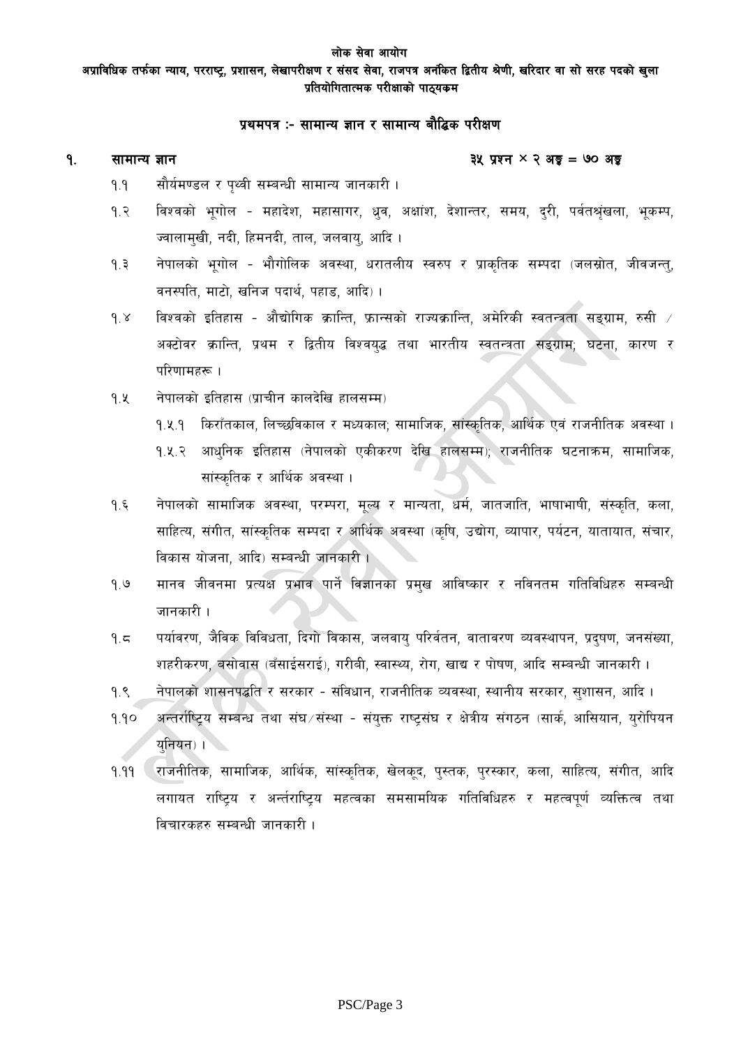लोक सेवा आयोग

अप्राविधिक तर्फका न्याय, परराष्ट्र, प्रशासन, लेखापरीक्षण र संसद सेवा, राजपत्र अनंकित द्वितीय श्रेणी, खरिदार वा सो सरह पदको खुला प्रतियोगितात्मक परीक्षाको पाठ्यक्रम

## प्रथमपत्र :- सामान्य ज्ञान र सामान्य बौद्धिक परीक्षण

### १. सामान्य ज्ञान — ३५ प्रश्न × २ अङ्क = ७० अङ्क

१.१ सौर्यमण्डल र पृथ्वी सम्बन्धी सामान्य जानकारी ।

१.२ विश्वको भूगोल - महादेश, महासागर, ध्रुव, अक्षांश, देशान्तर, समय, दुरी, पर्वतश्रृंखला, भूकम्प, ज्वालामुखी, नदी, हिमनदी, ताल, जलवायु, आदि ।

१.३ नेपालको भूगोल - भौगोलिक अवस्था, धरातलीय स्वरुप र प्राकृतिक सम्पदा (जलस्रोत, जीवजन्तु, वनस्पति, माटो, खनिज पदार्थ, पहाड, आदि) ।

१.४ विश्वको इतिहास - औद्योगिक क्रान्ति, फ्रान्सको राज्यक्रान्ति, अमेरिकी स्वतन्त्रता सङ्ग्राम, रुसी / अक्टोवर क्रान्ति, प्रथम र द्वितीय विश्वयुद्ध तथा भारतीय स्वतन्त्रता सङ्ग्राम; घटना, कारण र परिणामहरू ।

१.५ नेपालको इतिहास (प्राचीन कालदेखि हालसम्म)

- १.५.१ किराँतकाल, लिच्छविकाल र मध्यकाल; सामाजिक, सांस्कृतिक, आर्थिक एवं राजनीतिक अवस्था ।
- १.५.२ आधुनिक इतिहास (नेपालको एकीकरण देखि हालसम्म); राजनीतिक घटनाक्रम, सामाजिक, सांस्कृतिक र आर्थिक अवस्था ।

१.६ नेपालको सामाजिक अवस्था, परम्परा, मूल्य र मान्यता, धर्म, जातजाति, भाषाभाषी, संस्कृति, कला, साहित्य, संगीत, सांस्कृतिक सम्पदा र आर्थिक अवस्था (कृषि, उद्योग, व्यापार, पर्यटन, यातायात, संचार, विकास योजना, आदि) सम्बन्धी जानकारी ।

१.७ मानव जीवनमा प्रत्यक्ष प्रभाव पार्ने विज्ञानका प्रमुख आविष्कार र नविनतम गतिविधिहरु सम्बन्धी जानकारी ।

१.८ पर्यावरण, जैविक विविधता, दिगो विकास, जलवायु परिवर्तन, वातावरण व्यवस्थापन, प्रदुषण, जनसंख्या, शहरीकरण, बसोवास (बँसाईसराई), गरीबी, स्वास्थ्य, रोग, खाद्य र पोषण, आदि सम्बन्धी जानकारी ।

१.९ नेपालको शासनपद्धति र सरकार - संविधान, राजनीतिक व्यवस्था, स्थानीय सरकार, सुशासन, आदि ।

१.१० अन्तर्राष्ट्रिय सम्बन्ध तथा संघ/संस्था - संयुक्त राष्ट्रसंघ र क्षेत्रीय संगठन (सार्क, आसियान, युरोपियन युनियन) ।

१.११ राजनीतिक, सामाजिक, आर्थिक, सांस्कृतिक, खेलकूद, पुस्तक, पुरस्कार, कला, साहित्य, संगीत, आदि लगायत राष्ट्रिय र अर्न्तराष्ट्रिय महत्वका समसामयिक गतिविधिहरु र महत्वपूर्ण व्यक्तित्व तथा विचारकहरु सम्बन्धी जानकारी ।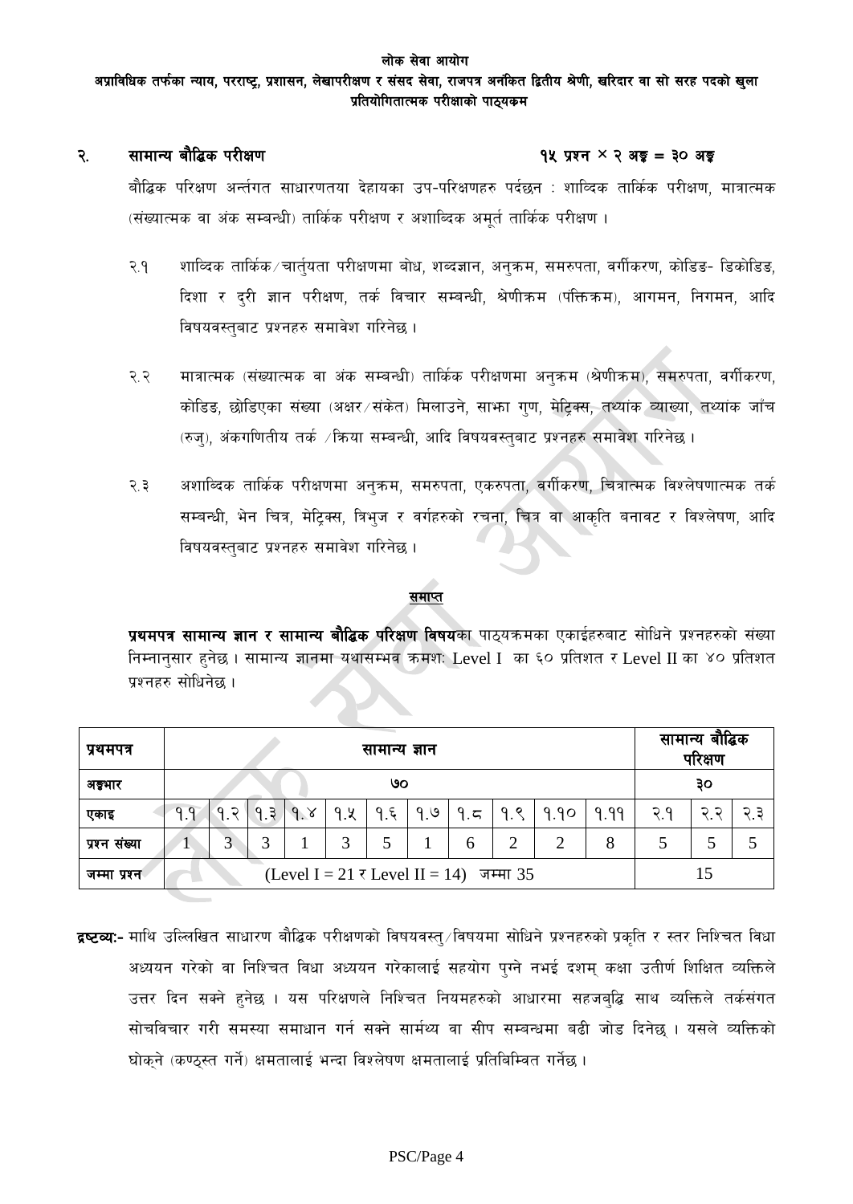लोक सेवा आयोग

अप्राविधिक तर्फका न्याय, परराष्ट्र, प्रशासन, लेखापरीक्षण र संसद सेवा, राजपत्र अनंकित द्वितीय श्रेणी, खरिदार वा सो सरह पदको खुला प्रतियोगितात्मक परीक्षाको पाठ्यक्रम

## २. सामान्य बौद्धिक परीक्षण — १५ प्रश्न × २ अङ्क = ३० अङ्क

बौद्धिक परिक्षण अन्तर्गत साधारणतया देहायका उप-परिक्षणहरु पर्दछन : शाव्दिक तार्किक परीक्षण, मात्रात्मक (संख्यात्मक वा अंक सम्बन्धी) तार्किक परीक्षण र अशाब्दिक अमूर्त तार्किक परीक्षण ।

२.१ शाव्दिक तार्किक ⁄ चार्तुयता परीक्षणमा बोध, शब्दज्ञान, अनुक्रम, समरुपता, वर्गीकरण, कोडिङ- डिकोडिङ, दिशा र दुरी ज्ञान परीक्षण, तर्क विचार सम्बन्धी, श्रेणीक्रम (पंक्तिक्रम), आगमन, निगमन, आदि विषयवस्तुबाट प्रश्नहरु समावेश गरिनेछ ।

२.२ मात्रात्मक (संख्यात्मक वा अंक सम्बन्धी) तार्किक परीक्षणमा अनुक्रम (श्रेणीक्रम), समरुपता, वर्गीकरण, कोडिङ, छोडिएका संख्या (अक्षर ⁄ संकेत) मिलाउने, साझा गुण, मेट्रिक्स, तथ्यांक व्याख्या, तथ्यांक जाँच (रुजु), अंकगणितीय तर्क ⁄ क्रिया सम्बन्धी, आदि विषयवस्तुबाट प्रश्नहरु समावेश गरिनेछ ।

२.३ अशाब्दिक तार्किक परीक्षणमा अनुक्रम, समरुपता, एकरुपता, वर्गीकरण, चित्रात्मक विश्लेषणात्मक तर्क सम्बन्धी, भेन चित्र, मेट्रिक्स, त्रिभुज र वर्गहरुको रचना, चित्र वा आकृति बनावट र विश्लेषण, आदि विषयवस्तुबाट प्रश्नहरु समावेश गरिनेछ ।

<u>**समाप्त**</u>

**प्रथमपत्र सामान्य ज्ञान र सामान्य बौद्धिक परिक्षण विषय**का पाठ्यक्रमका एकाईहरुबाट सोधिने प्रश्नहरुको संख्या निम्नानुसार हुनेछ । सामान्य ज्ञानमा यथासम्भव क्रमशः Level I का ६० प्रतिशत र Level II का ४० प्रतिशत प्रश्नहरु सोधिनेछ ।

| प्रथमपत्र | सामान्य ज्ञान | | | | | | | | | | | सामान्य बौद्धिक परिक्षण | | |
|---|---|---|---|---|---|---|---|---|---|---|---|---|---|---|
| अङ्कभार | ७० | | | | | | | | | | | ३० | | |
| एकाइ | १.१ | १.२ | १.३ | १.४ | १.५ | १.६ | १.७ | १.८ | १.९ | १.१० | १.११ | २.१ | २.२ | २.३ |
| प्रश्न संख्या | 1 | 3 | 3 | 1 | 3 | 5 | 1 | 6 | 2 | 2 | 8 | 5 | 5 | 5 |
| जम्मा प्रश्न | (Level I = 21 र Level II = 14) जम्मा 35 | | | | | | | | | | | 15 | | |

**द्रष्टव्यः-** माथि उल्लिखित साधारण बौद्धिक परीक्षणको विषयवस्तु ⁄ विषयमा सोधिने प्रश्नहरुको प्रकृति र स्तर निश्चित विधा अध्ययन गरेको वा निश्चित विधा अध्ययन गरेकालाई सहयोग पुग्ने नभई दशम् कक्षा उतीर्ण शिक्षित व्यक्तिले उत्तर दिन सक्ने हुनेछ । यस परिक्षणले निश्चित नियमहरुको आधारमा सहजबुद्धि साथ व्यक्तिले तर्कसंगत सोचविचार गरी समस्या समाधान गर्न सक्ने सार्मथ्य वा सीप सम्बन्धमा बढी जोड दिनेछ । यसले व्यक्तिको घोक्ने (कण्ठस्त गर्ने) क्षमतालाई भन्दा विश्लेषण क्षमतालाई प्रतिबिम्बित गर्नेछ ।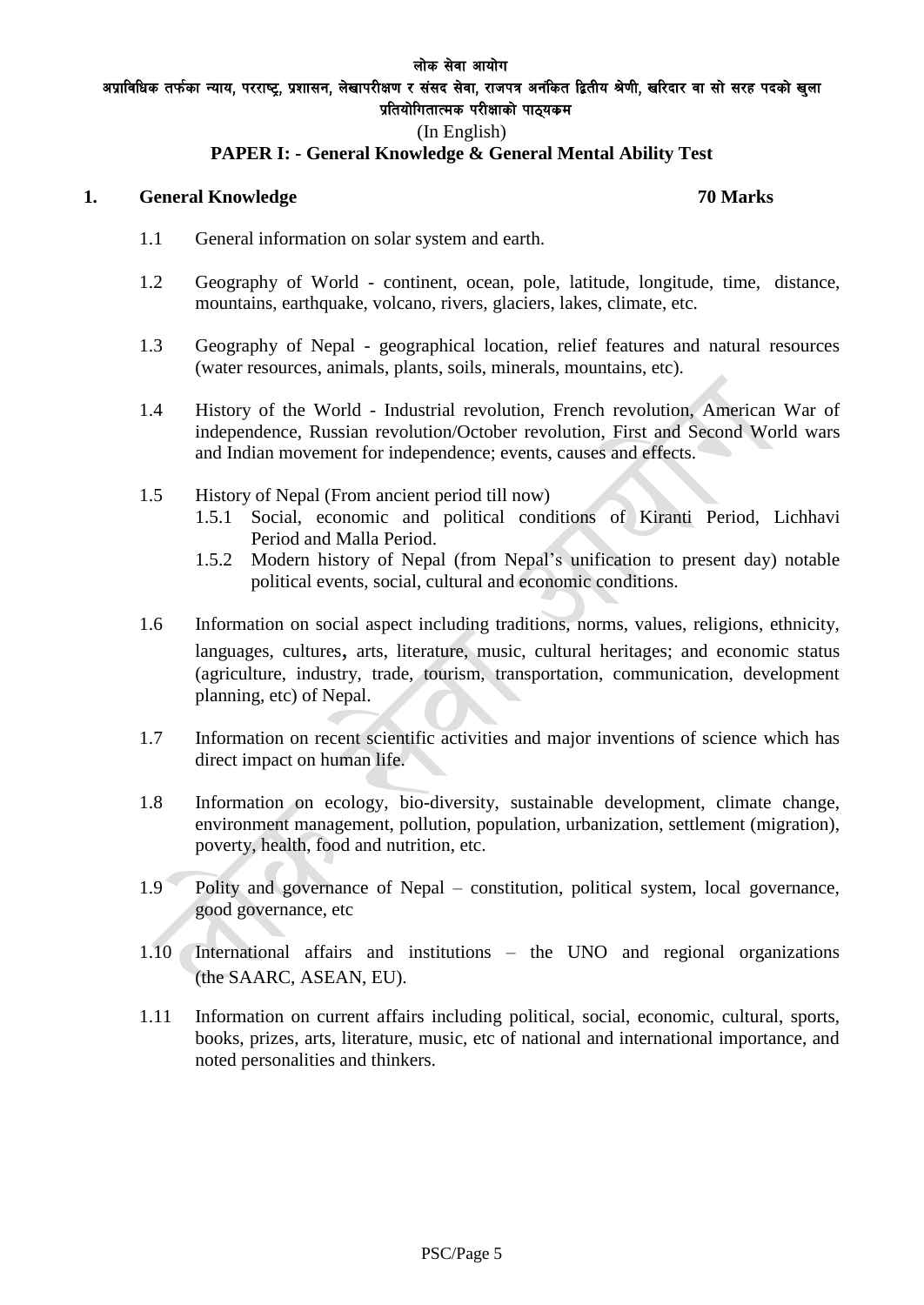लोक सेवा आयोग

अप्राविधिक तर्फका न्याय, परराष्ट्र, प्रशासन, लेखापरीक्षण र संसद सेवा, राजपत्र अनंकित द्वितीय श्रेणी, खरिदार वा सो सरह पदको खुला प्रतियोगितात्मक परीक्षाको पाठ्यक्रम

(In English)

**PAPER I: - General Knowledge & General Mental Ability Test**

**1. General Knowledge 70 Marks**

1.1 General information on solar system and earth.

1.2 Geography of World - continent, ocean, pole, latitude, longitude, time, distance, mountains, earthquake, volcano, rivers, glaciers, lakes, climate, etc.

1.3 Geography of Nepal - geographical location, relief features and natural resources (water resources, animals, plants, soils, minerals, mountains, etc).

1.4 History of the World - Industrial revolution, French revolution, American War of independence, Russian revolution/October revolution, First and Second World wars and Indian movement for independence; events, causes and effects.

1.5 History of Nepal (From ancient period till now)

1.5.1 Social, economic and political conditions of Kiranti Period, Lichhavi Period and Malla Period.

1.5.2 Modern history of Nepal (from Nepal's unification to present day) notable political events, social, cultural and economic conditions.

1.6 Information on social aspect including traditions, norms, values, religions, ethnicity, languages, cultures, arts, literature, music, cultural heritages; and economic status (agriculture, industry, trade, tourism, transportation, communication, development planning, etc) of Nepal.

1.7 Information on recent scientific activities and major inventions of science which has direct impact on human life.

1.8 Information on ecology, bio-diversity, sustainable development, climate change, environment management, pollution, population, urbanization, settlement (migration), poverty, health, food and nutrition, etc.

1.9 Polity and governance of Nepal – constitution, political system, local governance, good governance, etc

1.10 International affairs and institutions – the UNO and regional organizations (the SAARC, ASEAN, EU).

1.11 Information on current affairs including political, social, economic, cultural, sports, books, prizes, arts, literature, music, etc of national and international importance, and noted personalities and thinkers.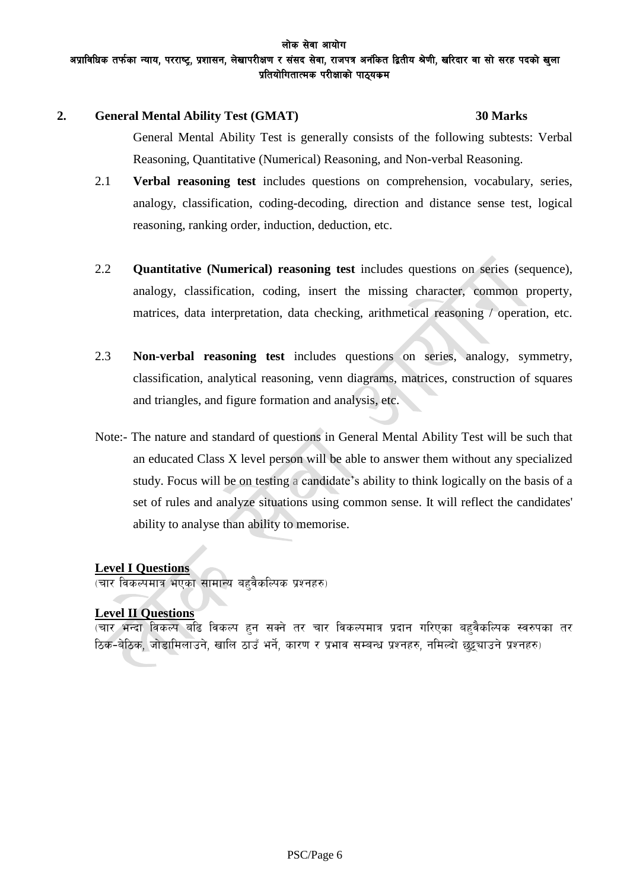## 2. General Mental Ability Test (GMAT) 30 Marks

General Mental Ability Test is generally consists of the following subtests: Verbal Reasoning, Quantitative (Numerical) Reasoning, and Non-verbal Reasoning.

2.1 **Verbal reasoning test** includes questions on comprehension, vocabulary, series, analogy, classification, coding-decoding, direction and distance sense test, logical reasoning, ranking order, induction, deduction, etc.

2.2 **Quantitative (Numerical) reasoning test** includes questions on series (sequence), analogy, classification, coding, insert the missing character, common property, matrices, data interpretation, data checking, arithmetical reasoning / operation, etc.

2.3 **Non-verbal reasoning test** includes questions on series, analogy, symmetry, classification, analytical reasoning, venn diagrams, matrices, construction of squares and triangles, and figure formation and analysis, etc.

Note:- The nature and standard of questions in General Mental Ability Test will be such that an educated Class X level person will be able to answer them without any specialized study. Focus will be on testing a candidate's ability to think logically on the basis of a set of rules and analyze situations using common sense. It will reflect the candidates' ability to analyse than ability to memorise.

**Level I Questions**

(चार विकल्पमात्र भएका सामान्य बहुवैकल्पिक प्रश्नहरु)

**Level II Questions**

(चार भन्दा विकल्प बढि विकल्प हुन सक्ने तर चार विकल्पमात्र प्रदान गरिएका बहुवैकल्पिक स्वरुपका तर ठिक-बेठिक, जोडामिलाउने, खालि ठाउँ भर्ने, कारण र प्रभाव सम्बन्ध प्रश्नहरु, नमिल्दो छुट्याउने प्रश्नहरु)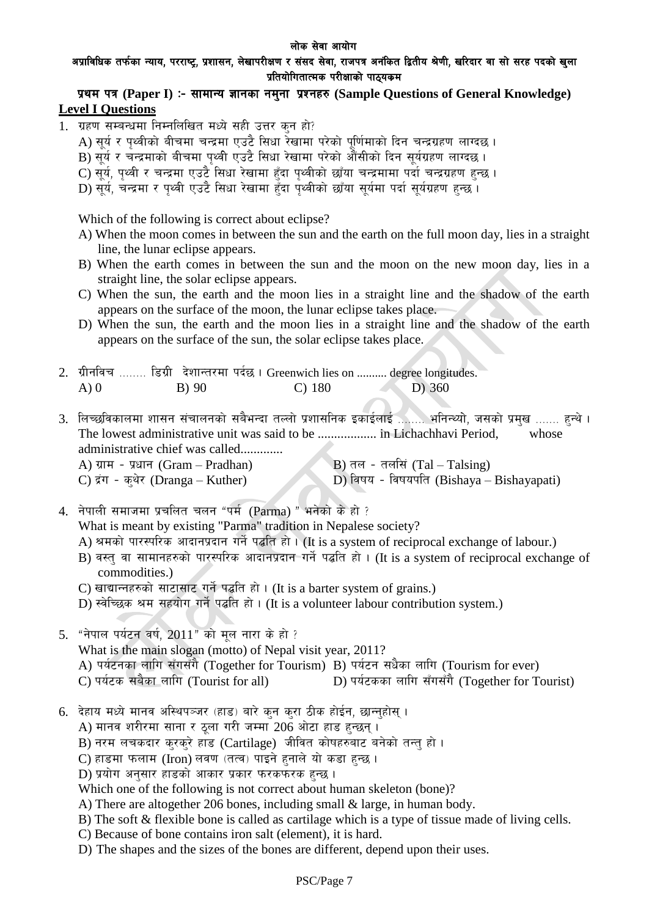**लोक सेवा आयोग**

**अप्राविधिक तर्फका न्याय, परराष्ट्र, प्रशासन, लेखापरीक्षण र संसद सेवा, राजपत्र अनंकित द्वितीय श्रेणी, खरिदार वा सो सरह पदको खुला प्रतियोगितात्मक परीक्षाको पाठ्यक्रम**

## प्रथम पत्र (Paper I) :- सामान्य ज्ञानका नमुना प्रश्नहरु (Sample Questions of General Knowledge)

**Level I Questions**

1. ग्रहण सम्बन्धमा निम्नलिखित मध्ये सही उत्तर कुन हो?
   A) सूर्य र पृथ्वीको बीचमा चन्द्रमा एउटै सिधा रेखामा परेको पूर्णिमाको दिन चन्द्रग्रहण लाग्दछ ।
   B) सूर्य र चन्द्रमाको बीचमा पृथ्वी एउटै सिधा रेखामा परेको औंसीको दिन सूर्यग्रहण लाग्दछ ।
   C) सूर्य, पृथ्वी र चन्द्रमा एउटै सिधा रेखामा हुँदा पृथ्वीको छाँया चन्द्रमामा पर्दा चन्द्रग्रहण हुन्छ ।
   D) सूर्य, चन्द्रमा र पृथ्वी एउटै सिधा रेखामा हुँदा पृथ्वीको छाँया सूर्यमा पर्दा सूर्यग्रहण हुन्छ ।

   Which of the following is correct about eclipse?
   A) When the moon comes in between the sun and the earth on the full moon day, lies in a straight line, the lunar eclipse appears.
   B) When the earth comes in between the sun and the moon on the new moon day, lies in a straight line, the solar eclipse appears.
   C) When the sun, the earth and the moon lies in a straight line and the shadow of the earth appears on the surface of the moon, the lunar eclipse takes place.
   D) When the sun, the earth and the moon lies in a straight line and the shadow of the earth appears on the surface of the sun, the solar eclipse takes place.

2. ग्रीनविच ....... डिग्री देशान्तरमा पर्दछ । Greenwich lies on .......... degree longitudes.
   A) 0 &nbsp;&nbsp;&nbsp; B) 90 &nbsp;&nbsp;&nbsp; C) 180 &nbsp;&nbsp;&nbsp; D) 360

3. लिच्छविकालमा शासन संचालनको सबैभन्दा तल्लो प्रशासनिक इकाईलाई ........ भनिन्थ्यो, जसको प्रमुख ....... हुन्थे । The lowest administrative unit was said to be .................. in Lichachhavi Period, whose administrative chief was called.............
   A) ग्राम - प्रधान (Gram – Pradhan) &nbsp;&nbsp;&nbsp; B) तल - तलसिं (Tal – Talsing)
   C) द्रंग - कुथेर (Dranga – Kuther) &nbsp;&nbsp;&nbsp; D) विषय - विषयपति (Bishaya – Bishayapati)

4. नेपाली समाजमा प्रचलित चलन "पर्म (Parma) " भनेको के हो ?
   What is meant by existing "Parma" tradition in Nepalese society?
   A) श्रमको पारस्परिक आदानप्रदान गर्ने पद्धति हो । (It is a system of reciprocal exchange of labour.)
   B) वस्तु वा सामानहरुको पारस्परिक आदानप्रदान गर्ने पद्धति हो । (It is a system of reciprocal exchange of commodities.)
   C) खाद्यान्नहरुको साटासाट गर्ने पद्धति हो । (It is a barter system of grains.)
   D) स्वेच्छिक श्रम सहयोग गर्ने पद्धति हो । (It is a volunteer labour contribution system.)

5. "नेपाल पर्यटन वर्ष, 2011" को मूल नारा के हो ?
   What is the main slogan (motto) of Nepal visit year, 2011?
   A) पर्यटनका लागि सँगसँगै (Together for Tourism) &nbsp;&nbsp;&nbsp; B) पर्यटन सधैंका लागि (Tourism for ever)
   C) पर्यटक सबैका लागि (Tourist for all) &nbsp;&nbsp;&nbsp; D) पर्यटकका लागि सँगसँगै (Together for Tourist)

6. देहाय मध्ये मानव अस्थिपञ्जर (हाड) बारे कुन कुरा ठीक होईन, छान्नुहोस् ।
   A) मानव शरीरमा साना र ठूला गरी जम्मा 206 ओटा हाड हुन्छन् ।
   B) नरम लचकदार कुरकुरे हाड (Cartilage) जीवित कोषहरुबाट बनेको तन्तु हो ।
   C) हाडमा फलाम (Iron) लवण (तत्व) पाइने हुनाले यो कडा हुन्छ ।
   D) प्रयोग अनुसार हाडको आकार प्रकार फरकफरक हुन्छ ।
   Which one of the following is not correct about human skeleton (bone)?
   A) There are altogether 206 bones, including small & large, in human body.
   B) The soft & flexible bone is called as cartilage which is a type of tissue made of living cells.
   C) Because of bone contains iron salt (element), it is hard.
   D) The shapes and the sizes of the bones are different, depend upon their uses.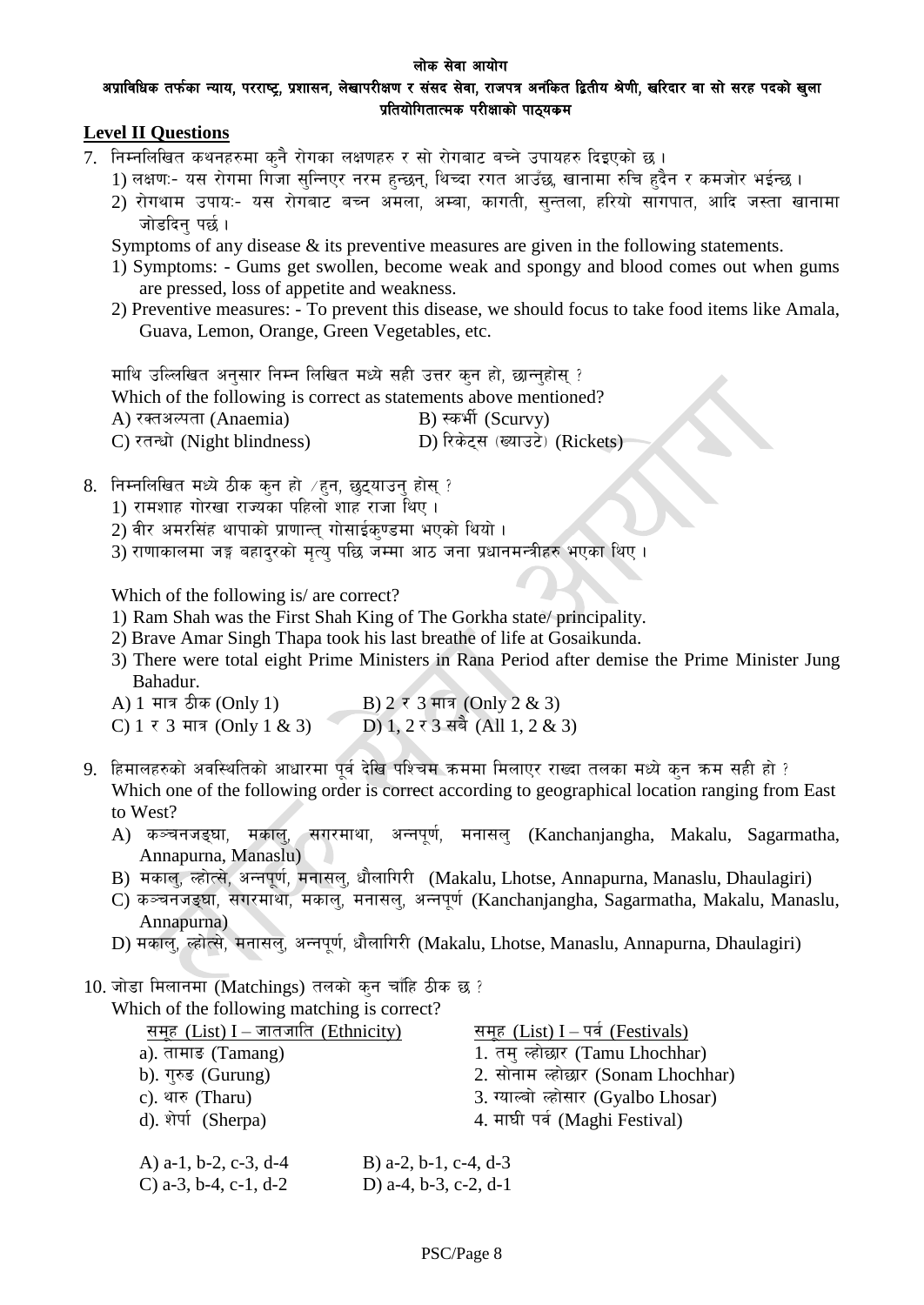**Level II Questions**

7. निम्नलिखित कथनहरुमा कुनै रोगका लक्षणहरु र सो रोगबाट बच्ने उपायहरु दिइएको छ ।
   1) लक्षणः- यस रोगमा गिजा सुन्निएर नरम हुन्छन्, थिच्दा रगत आउँछ, खानामा रुचि हुदैन र कमजोर भईन्छ ।
   2) रोगथाम उपायः- यस रोगबाट बच्न अमला, अम्बा, कागती, सुन्तला, हरियो सागपात, आदि जस्ता खानामा जोडदिनु पर्छ ।

   Symptoms of any disease & its preventive measures are given in the following statements.
   1) Symptoms: - Gums get swollen, become weak and spongy and blood comes out when gums are pressed, loss of appetite and weakness.
   2) Preventive measures: - To prevent this disease, we should focus to take food items like Amala, Guava, Lemon, Orange, Green Vegetables, etc.

   माथि उल्लिखित अनुसार निम्न लिखित मध्ये सही उत्तर कुन हो, छान्नुहोस् ?
   Which of the following is correct as statements above mentioned?

   A) रक्तअल्पता (Anaemia) B) स्कर्भी (Scurvy)
   C) रतन्धो (Night blindness) D) रिकेट्स (ख्याउटे) (Rickets)

8. निम्नलिखित मध्ये ठीक कुन हो /हुन, छुट्याउनु होस् ?
   1) रामशाह गोरखा राज्यका पहिलो शाह राजा थिए ।
   2) वीर अमरसिंह थापाको प्राणान्त् गोसाईकुण्डमा भएको थियो ।
   3) राणाकालमा जङ्ग बहादुरको मृत्यु पछि जम्मा आठ जना प्रधानमन्त्रीहरु भएका थिए ।

   Which of the following is/ are correct?
   1) Ram Shah was the First Shah King of The Gorkha state/ principality.
   2) Brave Amar Singh Thapa took his last breathe of life at Gosaikunda.
   3) There were total eight Prime Ministers in Rana Period after demise the Prime Minister Jung Bahadur.

   A) 1 मात्र ठीक (Only 1) B) 2 र 3 मात्र (Only 2 & 3)
   C) 1 र 3 मात्र (Only 1 & 3) D) 1, 2 र 3 सबै (All 1, 2 & 3)

9. हिमालहरुको अवस्थितिको आधारमा पूर्व देखि पश्चिम क्रममा मिलाएर राख्दा तलका मध्ये कुन क्रम सही हो ?
   Which one of the following order is correct according to geographical location ranging from East to West?
   A) कञ्चनजङ्घा, मकालु, सगरमाथा, अन्नपूर्ण, मनासलु (Kanchanjangha, Makalu, Sagarmatha, Annapurna, Manaslu)
   B) मकालु, ल्होत्से, अन्नपूर्ण, मनासलु, धौलागिरी (Makalu, Lhotse, Annapurna, Manaslu, Dhaulagiri)
   C) कञ्चनजङ्घा, सगरमाथा, मकालु, मनासलु, अन्नपूर्ण (Kanchanjangha, Sagarmatha, Makalu, Manaslu, Annapurna)
   D) मकालु, ल्होत्से, मनासलु, अन्नपूर्ण, धौलागिरी (Makalu, Lhotse, Manaslu, Annapurna, Dhaulagiri)

10. जोडा मिलानमा (Matchings) तलको कुन चाँहि ठीक छ ?
    Which of the following matching is correct?

| समूह (List) I – जातजाति (Ethnicity) | समूह (List) I – पर्व (Festivals) |
|---|---|
| a). तामाङ (Tamang) | 1. तमु ल्होछार (Tamu Lhochhar) |
| b). गुरुङ (Gurung) | 2. सोनाम ल्होछार (Sonam Lhochhar) |
| c). थारु (Tharu) | 3. ग्याल्बो ल्होसार (Gyalbo Lhosar) |
| d). शेर्पा (Sherpa) | 4. माघी पर्व (Maghi Festival) |

    A) a-1, b-2, c-3, d-4 B) a-2, b-1, c-4, d-3
    C) a-3, b-4, c-1, d-2 D) a-4, b-3, c-2, d-1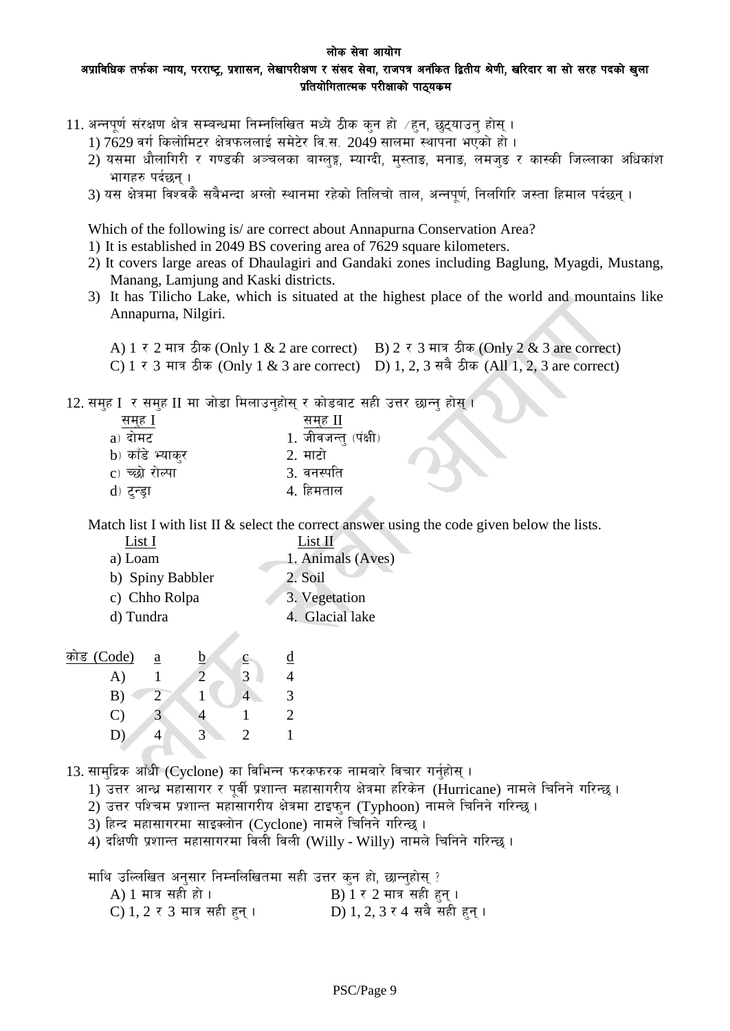11. अन्नपूर्ण संरक्षण क्षेत्र सम्वन्धमा निम्नलिखित मध्ये ठीक कुन हो /हुन, छुट्याउनु होस् ।
   1) 7629 वर्ग किलोमिटर क्षेत्रफललाई समेटेर वि.स. 2049 सालमा स्थापना भएको हो ।
   2) यसमा धौलागिरी र गण्डकी अञ्चलका बाग्लुङ, म्याग्दी, मुस्ताङ, मनाङ, लमजुङ र कास्की जिल्लाका अधिकांश भागहरु पर्दछन् ।
   3) यस क्षेत्रमा विश्वकै सबैभन्दा अग्लो स्थानमा रहेको तिलिचो ताल, अन्नपूर्ण, निलगिरि जस्ता हिमाल पर्दछन् ।

   Which of the following is/ are correct about Annapurna Conservation Area?
   1) It is established in 2049 BS covering area of 7629 square kilometers.
   2) It covers large areas of Dhaulagiri and Gandaki zones including Baglung, Myagdi, Mustang, Manang, Lamjung and Kaski districts.
   3) It has Tilicho Lake, which is situated at the highest place of the world and mountains like Annapurna, Nilgiri.

   A) 1 र 2 मात्र ठीक (Only 1 & 2 are correct) B) 2 र 3 मात्र ठीक (Only 2 & 3 are correct)
   C) 1 र 3 मात्र ठीक (Only 1 & 3 are correct) D) 1, 2, 3 सबै ठीक (All 1, 2, 3 are correct)

12. समुह I र समुह II मा जोडा मिलाउनुहोस् र कोडबाट सही उत्तर छान्नु होस् ।

| समुह I | समुह II |
|---|---|
| a) दोमट | 1. जीवजन्तु (पंक्षी) |
| b) काँडे भ्याकुर | 2. माटो |
| c) च्छो रोल्पा | 3. वनस्पति |
| d) टुन्ड्रा | 4. हिमताल |

   Match list I with list II & select the correct answer using the code given below the lists.

| List I | List II |
|---|---|
| a) Loam | 1. Animals (Aves) |
| b) Spiny Babbler | 2. Soil |
| c) Chho Rolpa | 3. Vegetation |
| d) Tundra | 4. Glacial lake |

| कोड (Code) | a | b | c | d |
|---|---|---|---|---|
| A) | 1 | 2 | 3 | 4 |
| B) | 2 | 1 | 4 | 3 |
| C) | 3 | 4 | 1 | 2 |
| D) | 4 | 3 | 2 | 1 |

13. सामुद्रिक आँधी (Cyclone) का विभिन्न फरकफरक नामबारे विचार गर्नुहोस् ।
   1) उत्तर आन्ध्र महासागर र पूर्वी प्रशान्त महासागरीय क्षेत्रमा हरिकेन (Hurricane) नामले चिनिने गरिन्छ ।
   2) उत्तर पश्चिम प्रशान्त महासागरीय क्षेत्रमा टाइफुन (Typhoon) नामले चिनिने गरिन्छ ।
   3) हिन्द महासागरमा साइक्लोन (Cyclone) नामले चिनिने गरिन्छ ।
   4) दक्षिणी प्रशान्त महासागरमा विली विली (Willy - Willy) नामले चिनिने गरिन्छ ।

   माथि उल्लिखित अनुसार निम्नलिखितमा सही उत्तर कुन हो, छान्नुहोस् ?
   A) 1 मात्र सही हो । B) 1 र 2 मात्र सही हुन् ।
   C) 1, 2 र 3 मात्र सही हुन् । D) 1, 2, 3 र 4 सबै सही हुन् ।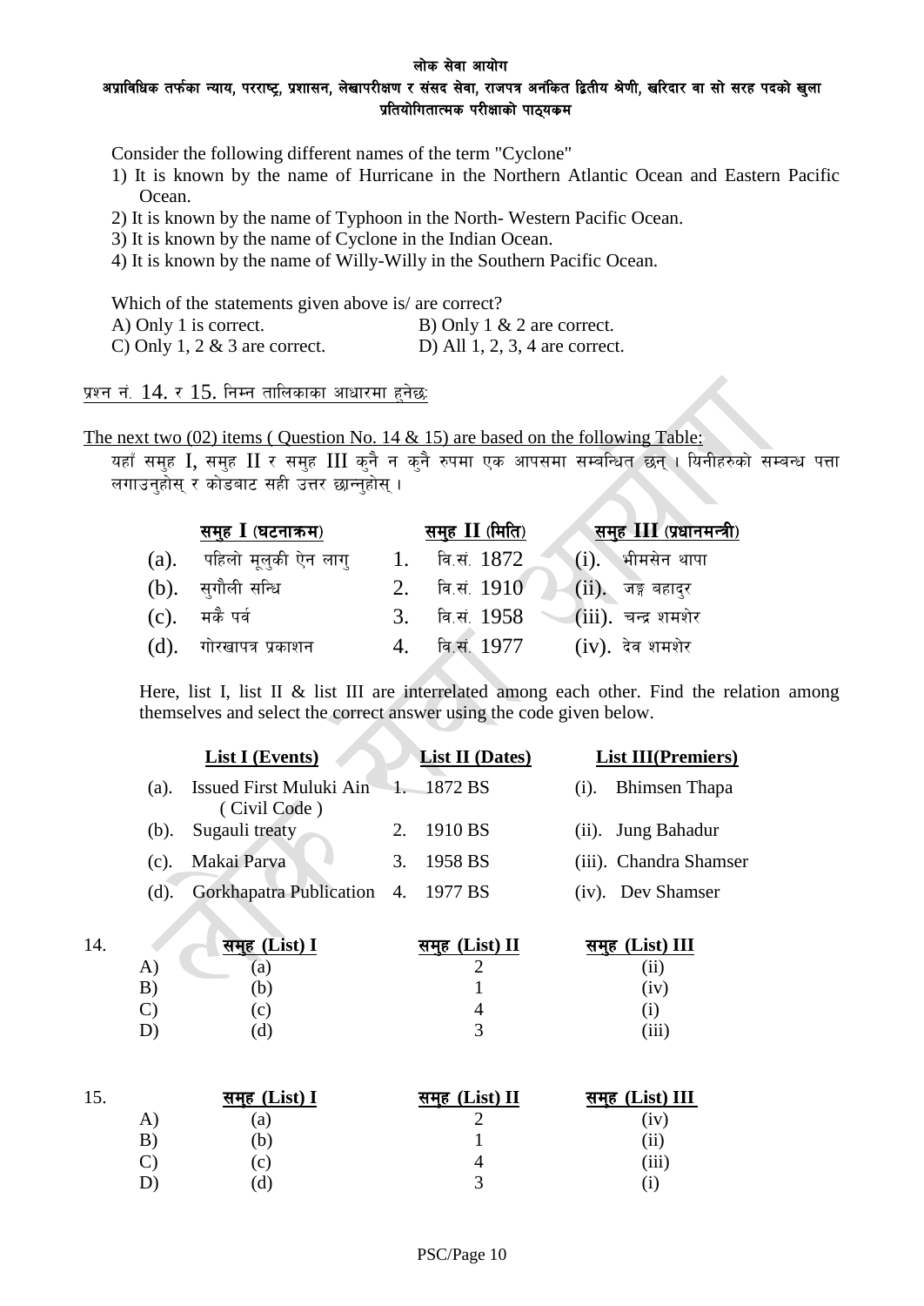Consider the following different names of the term "Cyclone"

1) It is known by the name of Hurricane in the Northern Atlantic Ocean and Eastern Pacific Ocean.
2) It is known by the name of Typhoon in the North- Western Pacific Ocean.
3) It is known by the name of Cyclone in the Indian Ocean.
4) It is known by the name of Willy-Willy in the Southern Pacific Ocean.

Which of the statements given above is/ are correct?

A) Only 1 is correct.
B) Only 1 & 2 are correct.
C) Only 1, 2 & 3 are correct.
D) All 1, 2, 3, 4 are correct.

प्रश्न नं. 14. र 15. निम्न तालिकाका आधारमा हुनेछः

The next two (02) items ( Question No. 14 & 15) are based on the following Table:

यहाँ समुह I, समुह II र समुह III कुनै न कुनै रुपमा एक आपसमा सम्बन्धित छन् । यिनीहरुको सम्बन्ध पत्ता लगाउनुहोस् र कोडबाट सही उत्तर छान्नुहोस् ।

| समुह I (घटनाक्रम) | समुह II (मिति) | समुह III (प्रधानमन्त्री) |
|---|---|---|
| (a). पहिलो मूलुकी ऐन लागु | 1. वि.सं. 1872 | (i). भीमसेन थापा |
| (b). सुगौली सन्धि | 2. वि.सं. 1910 | (ii). जङ्ग बहादुर |
| (c). मकै पर्व | 3. वि.सं. 1958 | (iii). चन्द्र शमशेर |
| (d). गोरखापत्र प्रकाशन | 4. वि.सं. 1977 | (iv). देव शमशेर |

Here, list I, list II & list III are interrelated among each other. Find the relation among themselves and select the correct answer using the code given below.

| List I (Events) | List II (Dates) | List III(Premiers) |
|---|---|---|
| (a). Issued First Muluki Ain ( Civil Code ) | 1. 1872 BS | (i). Bhimsen Thapa |
| (b). Sugauli treaty | 2. 1910 BS | (ii). Jung Bahadur |
| (c). Makai Parva | 3. 1958 BS | (iii). Chandra Shamser |
| (d). Gorkhapatra Publication | 4. 1977 BS | (iv). Dev Shamser |

14.

| | समुह (List) I | समुह (List) II | समुह (List) III |
|---|---|---|---|
| A) | (a) | 2 | (ii) |
| B) | (b) | 1 | (iv) |
| C) | (c) | 4 | (i) |
| D) | (d) | 3 | (iii) |

15.

| | समुह (List) I | समुह (List) II | समुह (List) III |
|---|---|---|---|
| A) | (a) | 2 | (iv) |
| B) | (b) | 1 | (ii) |
| C) | (c) | 4 | (iii) |
| D) | (d) | 3 | (i) |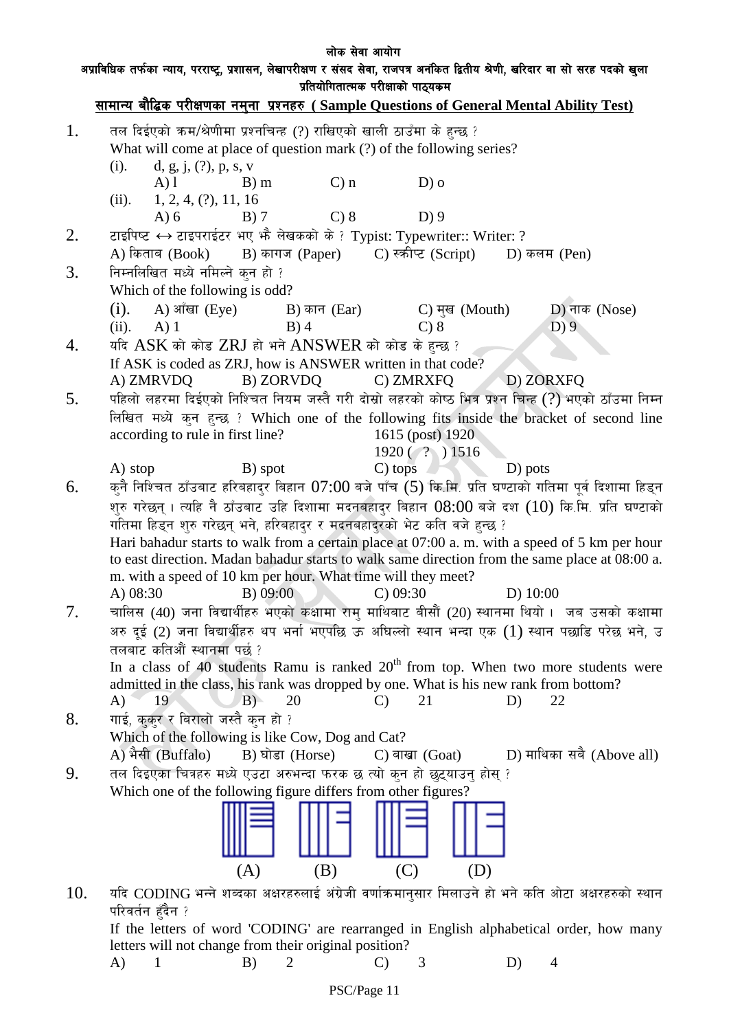लोक सेवा आयोग

अप्राविधिक तर्फका न्याय, परराष्ट्र, प्रशासन, लेखापरीक्षण र संसद सेवा, राजपत्र अनंकित द्वितीय श्रेणी, खरिदार वा सो सरह पदको खुला प्रतियोगितात्मक परीक्षाको पाठ्यक्रम

## सामान्य बौद्धिक परीक्षणका नमुना प्रश्नहरु ( Sample Questions of General Mental Ability Test)

1. तल दिईएको क्रम/श्रेणीमा प्रश्नचिन्ह (?) राखिएको खाली ठाउँमा के हुन्छ ?
   What will come at place of question mark (?) of the following series?
   (i). d, g, j, (?), p, s, v
   A) l  B) m  C) n  D) o
   (ii). 1, 2, 4, (?), 11, 16
   A) 6  B) 7  C) 8  D) 9

2. टाइपिष्ट ↔ टाइपराईटर भए भनै लेखकको के ? Typist: Typewriter:: Writer: ?
   A) किताब (Book)  B) कागज (Paper)  C) स्क्रीप्ट (Script)  D) कलम (Pen)

3. निम्नलिखित मध्ये नमिल्ने कुन हो ?
   Which of the following is odd?
   (i). A) आँखा (Eye)  B) कान (Ear)  C) मुख (Mouth)  D) नाक (Nose)
   (ii). A) 1  B) 4  C) 8  D) 9

4. यदि ASK को कोड ZRJ हो भने ANSWER को कोड के हुन्छ ?
   If ASK is coded as ZRJ, how is ANSWER written in that code?
   A) ZMRVDQ  B) ZORVDQ  C) ZMRXFQ  D) ZORXFQ

5. पहिलो लहरमा दिईएको निश्चित नियम जस्तै गरी दोस्रो लहरको कोष्ठ भित्र प्रश्न चिन्ह (?) भएको ठाँउमा निम्न लिखित मध्ये कुन हुन्छ ? Which one of the following fits inside the bracket of second line according to rule in first line?
   1615 (post) 1920
   1920 ( ? ) 1516
   A) stop  B) spot  C) tops  D) pots

6. कुनै निश्चित ठाँउबाट हरिबहादुर बिहान 07:00 बजे पाँच (5) कि.मि. प्रति घण्टाको गतिमा पूर्व दिशामा हिड्न शुरु गरेछन् । त्यहि नै ठाँउबाट उहि दिशामा मदनबहादुर बिहान 08:00 बजे दश (10) कि.मि. प्रति घण्टाको गतिमा हिड्न शुरु गरेछन् भने, हरिबहादुर र मदनबहादुरको भेट कति बजे हुन्छ ?
   Hari bahadur starts to walk from a certain place at 07:00 a. m. with a speed of 5 km per hour to east direction. Madan bahadur starts to walk same direction from the same place at 08:00 a. m. with a speed of 10 km per hour. What time will they meet?
   A) 08:30  B) 09:00  C) 09:30  D) 10:00

7. चालिस (40) जना विद्यार्थीहरु भएको कक्षामा रामु माथिबाट बीसौं (20) स्थानमा थियो । जब उसको कक्षामा अरु दुई (2) जना विद्यार्थीहरु थप भर्ना भएपछि ऊ अघिल्लो स्थान भन्दा एक (1) स्थान पछाडि परेछ भने, उ तलबाट कतिऔं स्थानमा पर्छ ?
   In a class of 40 students Ramu is ranked 20th from top. When two more students were admitted in the class, his rank was dropped by one. What is his new rank from bottom?
   A) 19  B) 20  C) 21  D) 22

8. गाई, कुकुर र बिरालो जस्तै कुन हो ?
   Which of the following is like Cow, Dog and Cat?
   A) भैंसी (Buffalo)  B) घोडा (Horse)  C) बाख्रा (Goat)  D) माथिका सबै (Above all)

9. तल दिइएका चित्रहरु मध्ये एउटा अरुभन्दा फरक छ त्यो कुन हो छुट्याउनु होस् ?
   Which one of the following figure differs from other figures?
   (A)  (B)  (C)  (D)

10. यदि CODING भन्ने शब्दका अक्षरहरुलाई अंग्रेजी वर्णाक्रमानुसार मिलाउने हो भने कति ओटा अक्षरहरुको स्थान परिवर्तन हुँदैन ?
    If the letters of word 'CODING' are rearranged in English alphabetical order, how many letters will not change from their original position?
    A) 1  B) 2  C) 3  D) 4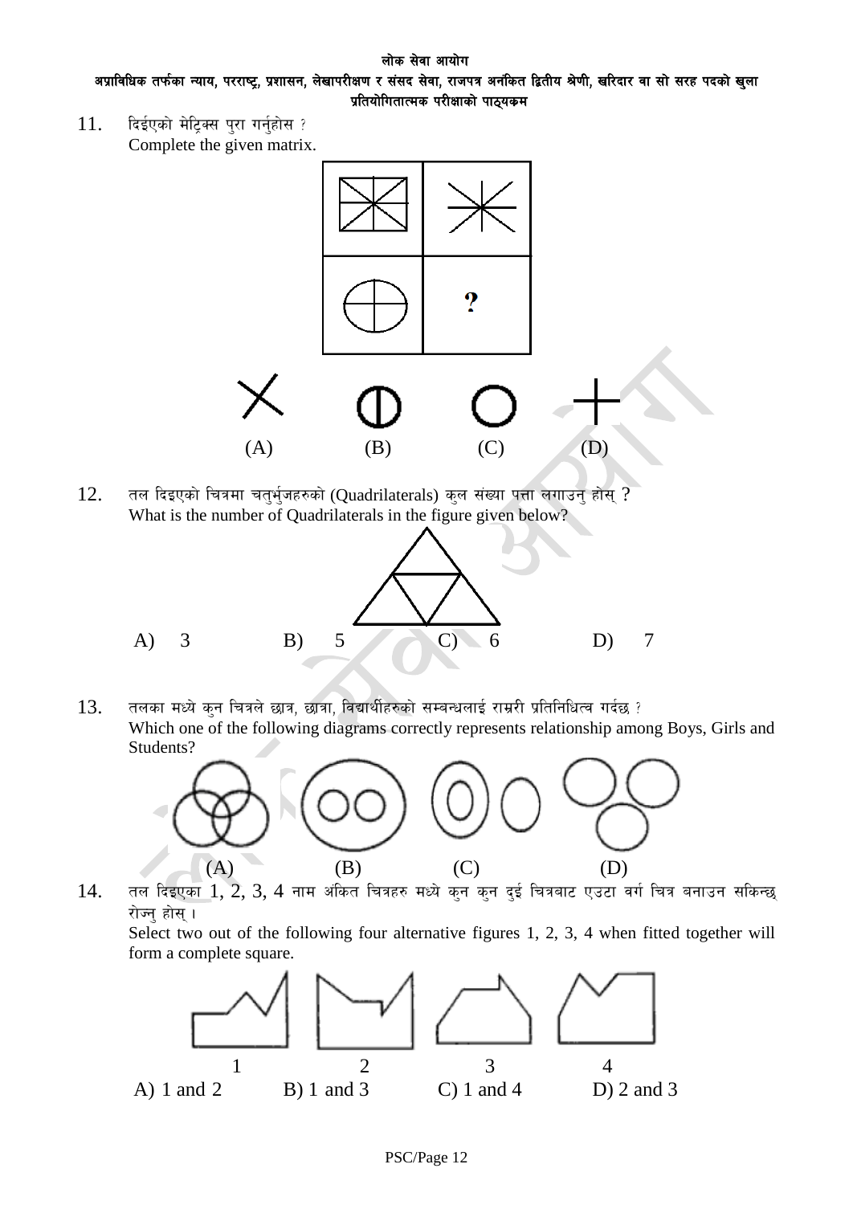11. दिईएको मेट्रिक्स पुरा गर्नुहोस ?
Complete the given matrix.

(A) (B) (C) (D)

12. तल दिइएको चित्रमा चतुर्भुजहरुको (Quadrilaterals) कुल संख्या पत्ता लगाउनु होस् ?
What is the number of Quadrilaterals in the figure given below?

A) 3 B) 5 C) 6 D) 7

13. तलका मध्ये कुन चित्रले छात्र, छात्रा, विद्यार्थीहरुको सम्बन्धलाई राम्ररी प्रतिनिधित्व गर्दछ ?
Which one of the following diagrams correctly represents relationship among Boys, Girls and Students?

(A) (B) (C) (D)

14. तल दिइएका 1, 2, 3, 4 नाम अंकित चित्रहरु मध्ये कुन कुन दुई चित्रबाट एउटा वर्ग चित्र बनाउन सकिन्छ् रोज्नु होस् ।
Select two out of the following four alternative figures 1, 2, 3, 4 when fitted together will form a complete square.

1 2 3 4

A) 1 and 2 B) 1 and 3 C) 1 and 4 D) 2 and 3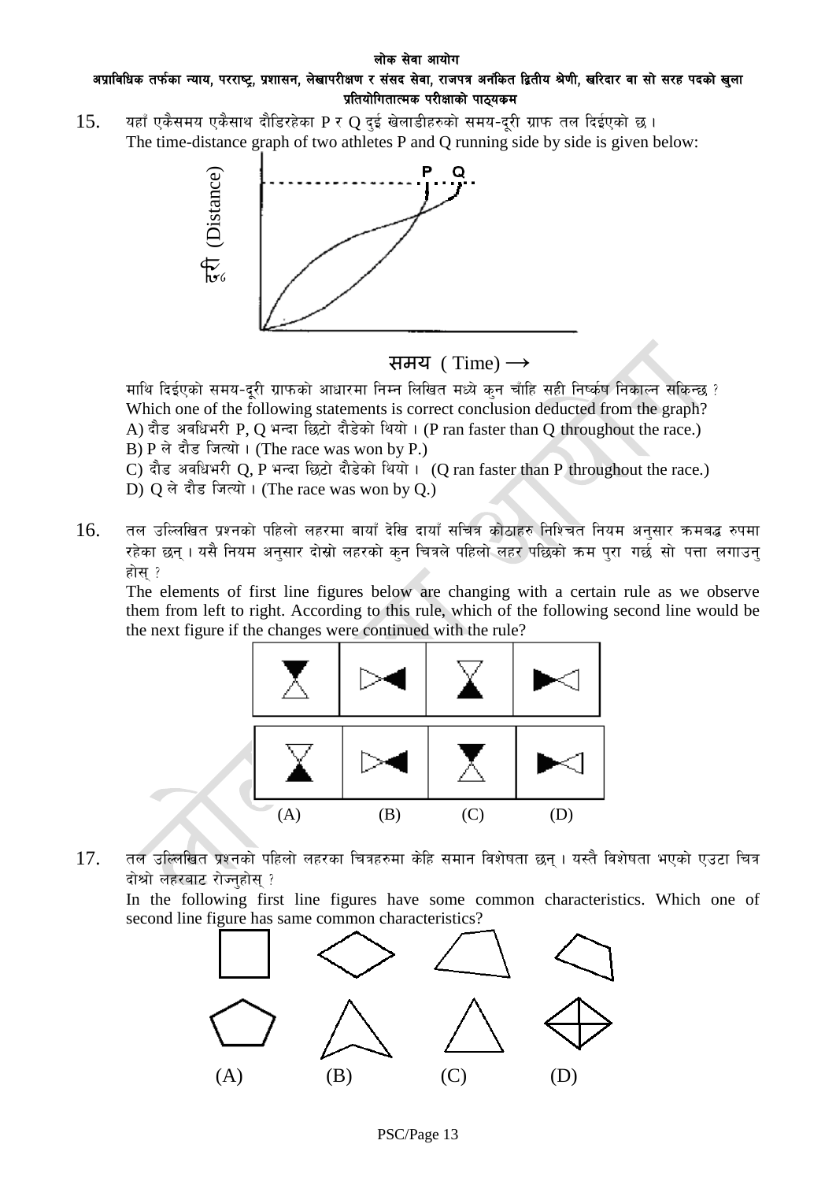15. यहाँ एकैसमय एकैसाथ दौडिरहेका P र Q दुई खेलाडीहरुको समय-दूरी ग्राफ तल दिईएको छ ।
The time-distance graph of two athletes P and Q running side by side is given below:

माथि दिईएको समय-दूरी ग्राफको आधारमा निम्न लिखित मध्ये कुन चाँहि सही निर्ष्कष निकाल्न सकिन्छ ?
Which one of the following statements is correct conclusion deducted from the graph?

A) दौड अवधिभरी P, Q भन्दा छिटो दौडेको थियो । (P ran faster than Q throughout the race.)
B) P ले दौड जित्यो । (The race was won by P.)
C) दौड अवधिभरी Q, P भन्दा छिटो दौडेको थियो । (Q ran faster than P throughout the race.)
D) Q ले दौड जित्यो । (The race was won by Q.)

16. तल उल्लिखित प्रश्नको पहिलो लहरमा बायाँ देखि दायाँ सचित्र कोठाहरु निश्चित नियम अनुसार क्रमबद्ध रुपमा रहेका छन् । यसै नियम अनुसार दोस्रो लहरको कुन चित्रले पहिलो लहर पछिको क्रम पुरा गर्छ सो पत्ता लगाउनु होस् ?
The elements of first line figures below are changing with a certain rule as we observe them from left to right. According to this rule, which of the following second line would be the next figure if the changes were continued with the rule?

(A) (B) (C) (D)

17. तल उल्लिखित प्रश्नको पहिलो लहरका चित्रहरुमा केहि समान विशेषता छन् । यस्तै विशेषता भएको एउटा चित्र दोश्रो लहरबाट रोज्नुहोस् ?
In the following first line figures have some common characteristics. Which one of second line figure has same common characteristics?

(A) (B) (C) (D)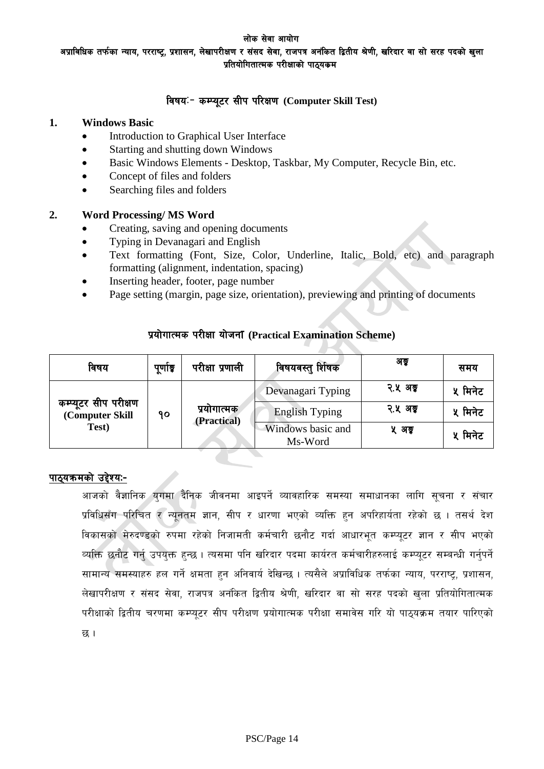लोक सेवा आयोग

अप्राविधिक तर्फका न्याय, परराष्ट्र, प्रशासन, लेखापरीक्षण र संसद सेवा, राजपत्र अनंकित द्वितीय श्रेणी, खरिदार वा सो सरह पदको खुला प्रतियोगितात्मक परीक्षाको पाठ्यक्रम

## विषयः- कम्प्यूटर सीप परिक्षण (Computer Skill Test)

### 1. Windows Basic

- Introduction to Graphical User Interface
- Starting and shutting down Windows
- Basic Windows Elements - Desktop, Taskbar, My Computer, Recycle Bin, etc.
- Concept of files and folders
- Searching files and folders

### 2. Word Processing/ MS Word

- Creating, saving and opening documents
- Typing in Devanagari and English
- Text formatting (Font, Size, Color, Underline, Italic, Bold, etc) and paragraph formatting (alignment, indentation, spacing)
- Inserting header, footer, page number
- Page setting (margin, page size, orientation), previewing and printing of documents

## प्रयोगात्मक परीक्षा योजना (Practical Examination Scheme)

| विषय | पूर्णाङ्क | परीक्षा प्रणाली | विषयवस्तु शिर्षक | अङ्क | समय |
|---|---|---|---|---|---|
| कम्प्यूटर सीप परीक्षण (Computer Skill Test) | १० | प्रयोगात्मक (Practical) | Devanagari Typing | २.५ अङ्क | ५ मिनेट |
| | | | English Typing | २.५ अङ्क | ५ मिनेट |
| | | | Windows basic and Ms-Word | ५ अङ्क | ५ मिनेट |

**पाठ्यक्रमको उद्देश्यः-**

आजको वैज्ञानिक युगमा दैनिक जीवनमा आइपर्ने व्यावहारिक समस्या समाधानका लागि सूचना र संचार प्रविधिसँग परिचित र न्यूनतम ज्ञान, सीप र धारणा भएको व्यक्ति हुन अपरिहार्यता रहेको छ । तसर्थ देश विकासको मेरुदण्डको रुपमा रहेको निजामती कर्मचारी छनौट गर्दा आधारभूत कम्प्यूटर ज्ञान र सीप भएको व्यक्ति छनौट गर्नु उपयुक्त हुन्छ । त्यसमा पनि खरिदार पदमा कार्यरत कर्मचारीहरुलाई कम्प्यूटर सम्बन्धी गर्नुपर्ने सामान्य समस्याहरु हल गर्ने क्षमता हुन अनिवार्य देखिन्छ । त्यसैले अप्राविधिक तर्फका न्याय, परराष्ट्र, प्रशासन, लेखापरीक्षण र संसद सेवा, राजपत्र अनंकित द्वितीय श्रेणी, खरिदार वा सो सरह पदको खुला प्रतियोगितात्मक परीक्षाको द्वितीय चरणमा कम्प्यूटर सीप परीक्षण प्रयोगात्मक परीक्षा समावेस गरि यो पाठ्यक्रम तयार पारिएको छ ।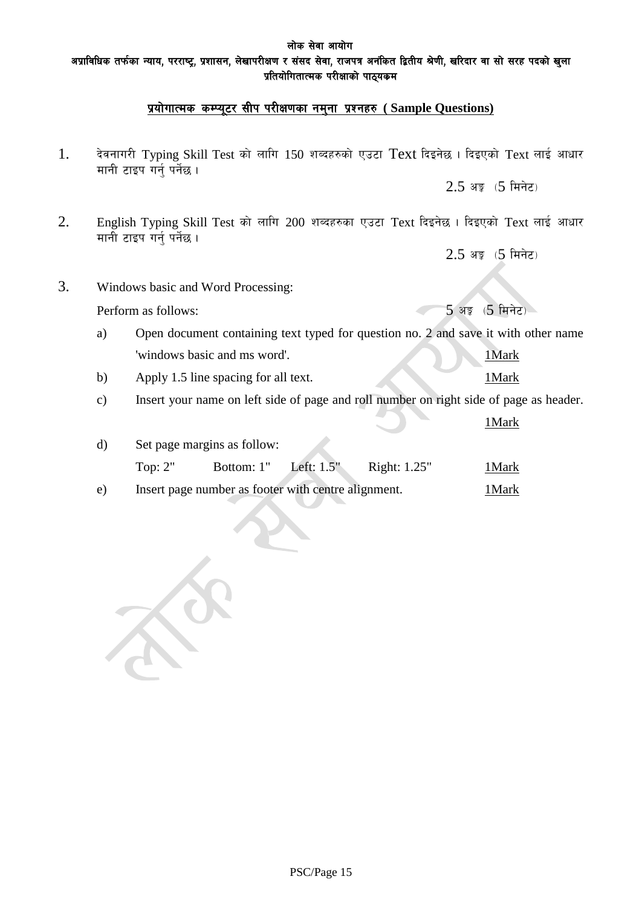लोक सेवा आयोग

अप्राविधिक तर्फका न्याय, परराष्ट्र, प्रशासन, लेखापरीक्षण र संसद सेवा, राजपत्र अनंकित द्वितीय श्रेणी, खरिदार वा सो सरह पदको खुला प्रतियोगितात्मक परीक्षाको पाठ्यक्रम

## प्रयोगात्मक कम्प्यूटर सीप परीक्षणका नमुना प्रश्नहरु ( Sample Questions)

1. देवनागरी Typing Skill Test को लागि 150 शब्दहरुको एउटा Text दिइनेछ । दिइएको Text लाई आधार मानी टाइप गर्नु पर्नेछ ।

   2.5 अङ्क (5 मिनेट)

2. English Typing Skill Test को लागि 200 शब्दहरुका एउटा Text दिइनेछ । दिइएको Text लाई आधार मानी टाइप गर्नु पर्नेछ ।

   2.5 अङ्क (5 मिनेट)

3. Windows basic and Word Processing:

   Perform as follows: 5 अङ्क (5 मिनेट)

   a) Open document containing text typed for question no. 2 and save it with other name 'windows basic and ms word'. 1Mark

   b) Apply 1.5 line spacing for all text. 1Mark

   c) Insert your name on left side of page and roll number on right side of page as header. 1Mark

   d) Set page margins as follow:

      Top: 2" Bottom: 1" Left: 1.5" Right: 1.25" 1Mark

   e) Insert page number as footer with centre alignment. 1Mark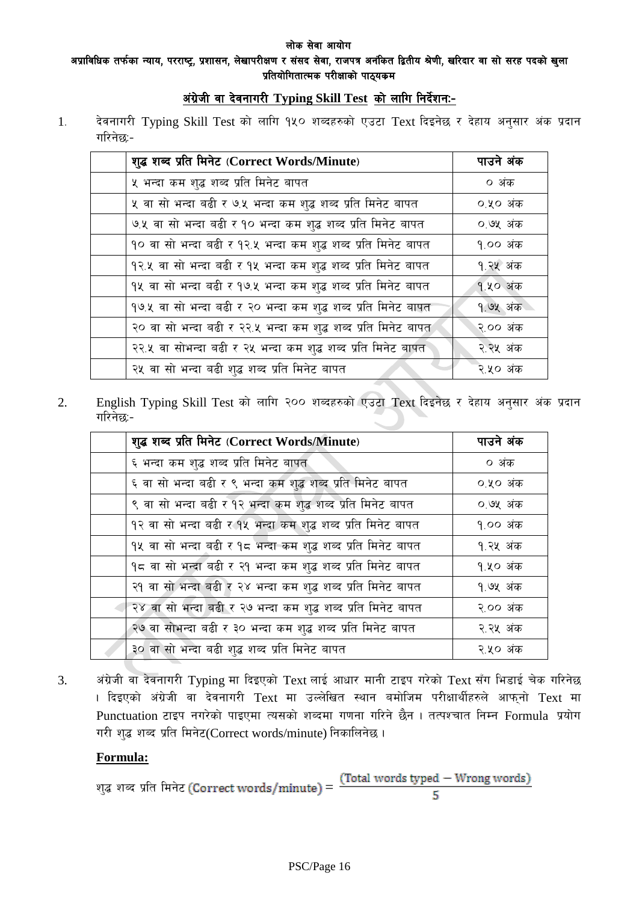**लोक सेवा आयोग**

**अप्राविधिक तर्फका न्याय, परराष्ट्र, प्रशासन, लेखापरीक्षण र संसद सेवा, राजपत्र अनंकित द्वितीय श्रेणी, खरिदार वा सो सरह पदको खुला प्रतियोगितात्मक परीक्षाको पाठ्यक्रम**

## अंग्रेजी वा देवनागरी Typing Skill Test को लागि निर्देशनः-

1. देवनागरी Typing Skill Test को लागि १५० शब्दहरुको एउटा Text दिइनेछ र देहाय अनुसार अंक प्रदान गरिनेछः-

| | शुद्ध शब्द प्रति मिनेट (Correct Words/Minute) | पाउने अंक |
|---|---|---|
| | ५ भन्दा कम शुद्ध शब्द प्रति मिनेट बापत | ० अंक |
| | ५ वा सो भन्दा बढी र ७.५ भन्दा कम शुद्ध शब्द प्रति मिनेट बापत | ०.५० अंक |
| | ७.५ वा सो भन्दा बढी र १० भन्दा कम शुद्ध शब्द प्रति मिनेट बापत | ०.७५ अंक |
| | १० वा सो भन्दा बढी र १२.५ भन्दा कम शुद्ध शब्द प्रति मिनेट बापत | १.०० अंक |
| | १२.५ वा सो भन्दा बढी र १५ भन्दा कम शुद्ध शब्द प्रति मिनेट बापत | १.२५ अंक |
| | १५ वा सो भन्दा बढी र १७.५ भन्दा कम शुद्ध शब्द प्रति मिनेट बापत | १.५० अंक |
| | १७.५ वा सो भन्दा बढी र २० भन्दा कम शुद्ध शब्द प्रति मिनेट बापत | १.७५ अंक |
| | २० वा सो भन्दा बढी र २२.५ भन्दा कम शुद्ध शब्द प्रति मिनेट बापत | २.०० अंक |
| | २२.५ वा सोभन्दा बढी र २५ भन्दा कम शुद्ध शब्द प्रति मिनेट बापत | २.२५ अंक |
| | २५ वा सो भन्दा बढी शुद्ध शब्द प्रति मिनेट बापत | २.५० अंक |

2. English Typing Skill Test को लागि २०० शब्दहरुको एउटा Text दिइनेछ र देहाय अनुसार अंक प्रदान गरिनेछः-

| | शुद्ध शब्द प्रति मिनेट (Correct Words/Minute) | पाउने अंक |
|---|---|---|
| | ६ भन्दा कम शुद्ध शब्द प्रति मिनेट बापत | ० अंक |
| | ६ वा सो भन्दा बढी र ९ भन्दा कम शुद्ध शब्द प्रति मिनेट बापत | ०.५० अंक |
| | ९ वा सो भन्दा बढी र १२ भन्दा कम शुद्ध शब्द प्रति मिनेट बापत | ०.७५ अंक |
| | १२ वा सो भन्दा बढी र १५ भन्दा कम शुद्ध शब्द प्रति मिनेट बापत | १.०० अंक |
| | १५ वा सो भन्दा बढी र १८ भन्दा कम शुद्ध शब्द प्रति मिनेट बापत | १.२५ अंक |
| | १८ वा सो भन्दा बढी र २१ भन्दा कम शुद्ध शब्द प्रति मिनेट बापत | १.५० अंक |
| | २१ वा सो भन्दा बढी र २४ भन्दा कम शुद्ध शब्द प्रति मिनेट बापत | १.७५ अंक |
| | २४ वा सो भन्दा बढी र २७ भन्दा कम शुद्ध शब्द प्रति मिनेट बापत | २.०० अंक |
| | २७ वा सोभन्दा बढी र ३० भन्दा कम शुद्ध शब्द प्रति मिनेट बापत | २.२५ अंक |
| | ३० वा सो भन्दा बढी शुद्ध शब्द प्रति मिनेट बापत | २.५० अंक |

3. अंग्रेजी वा देवनागरी Typing मा दिइएको Text लाई आधार मानी टाइप गरेको Text सँग भिडाई चेक गरिनेछ । दिइएको अंग्रेजी वा देवनागरी Text मा उल्लेखित स्थान बमोजिम परीक्षार्थीहरुले आफ्नो Text मा Punctuation टाइप नगरेको पाइएमा त्यसको शब्दमा गणना गरिने छैन । तत्पश्चात निम्न Formula प्रयोग गरी शुद्ध शब्द प्रति मिनेट(Correct words/minute) निकालिनेछ ।

**Formula:**

$$\text{शुद्ध शब्द प्रति मिनेट (Correct words/minute)} = \frac{(\text{Total words typed} - \text{Wrong words})}{5}$$